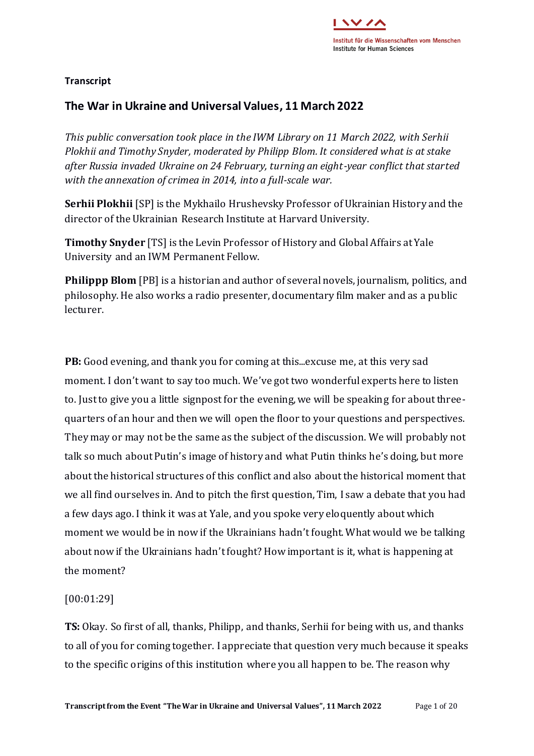**Transcript**

## The War in Ukraine and Universal Values, 11 March 2022

*This public conversation took place in the IWM Library on 11 March 2022, with Serhii Plokhii and Timothy Snyder, moderated by Philipp Blom. It considered what is at stake after Russia invaded Ukraine on 24 February, turning an eight-year conflict that started with the annexation of crimea in 2014, into a full-scale war.*

**Serhii Plokhii** [SP] is the Mykhailo Hrushevsky Professor of Ukrainian History and the director of the Ukrainian Research Institute at Harvard University.

**Timothy Snyder** [TS] is the Levin Professor of History and Global Affairs at Yale University and an IWM Permanent Fellow.

**Philippp Blom** [PB] is a historian and author of several novels, journalism, politics, and philosophy. He also works a radio presenter, documentary film maker and as a public lecturer.

**PB:** Good evening, and thank you for coming at this...excuse me, at this very sad moment. I don't want to say too much. We've got two wonderful experts here to listen to. Just to give you a little signpost for the evening, we will be speaking for about three-quarters of an hour and then we will open the floor to your questions and perspectives. They may or may not be the same as the subject of the discussion. We will probably not talk so much about Putin's image of history and what Putin thinks he's doing, but more about the historical structures of this conflict and also about the historical moment that we all find ourselves in. And to pitch the first question, Tim, I saw a debate that you had a few days ago. I think it was at Yale, and you spoke very eloquently about which moment we would be in now if the Ukrainians hadn't fought. What would we be talking about now if the Ukrainians hadn't fought? How important is it, what is happening at the moment?

[00:01:29]

**TS:** Okay. So first of all, thanks, Philipp, and thanks, Serhii for being with us, and thanks to all of you for coming together. I appreciate that question very much because it speaks to the specific origins of this institution where you all happen to be. The reason why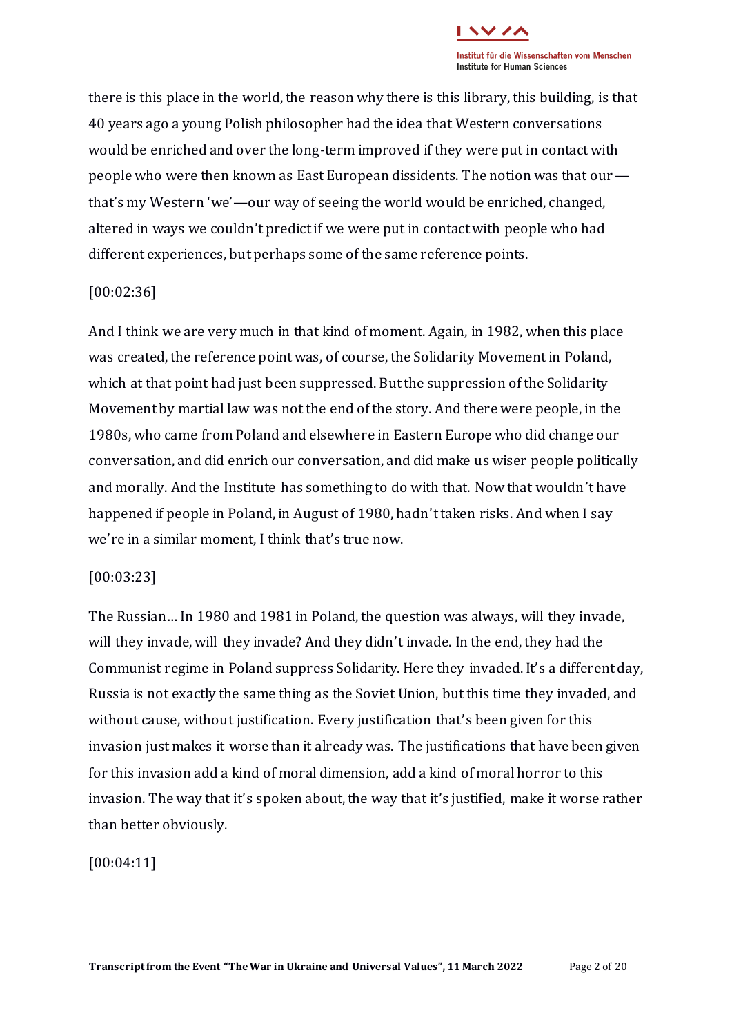there is this place in the world, the reason why there is this library, this building, is that 40 years ago a young Polish philosopher had the idea that Western conversations would be enriched and over the long-term improved if they were put in contact with people who were then known as East European dissidents. The notion was that our — that's my Western 'we'—our way of seeing the world would be enriched, changed, altered in ways we couldn't predict if we were put in contact with people who had different experiences, but perhaps some of the same reference points.

[00:02:36]

And I think we are very much in that kind of moment. Again, in 1982, when this place was created, the reference point was, of course, the Solidarity Movement in Poland, which at that point had just been suppressed. But the suppression of the Solidarity Movement by martial law was not the end of the story. And there were people, in the 1980s, who came from Poland and elsewhere in Eastern Europe who did change our conversation, and did enrich our conversation, and did make us wiser people politically and morally. And the Institute has something to do with that. Now that wouldn't have happened if people in Poland, in August of 1980, hadn't taken risks. And when I say we're in a similar moment, I think that's true now.

[00:03:23]

The Russian… In 1980 and 1981 in Poland, the question was always, will they invade, will they invade, will they invade? And they didn't invade. In the end, they had the Communist regime in Poland suppress Solidarity. Here they invaded. It's a different day, Russia is not exactly the same thing as the Soviet Union, but this time they invaded, and without cause, without justification. Every justification that's been given for this invasion just makes it worse than it already was. The justifications that have been given for this invasion add a kind of moral dimension, add a kind of moral horror to this invasion. The way that it's spoken about, the way that it's justified, make it worse rather than better obviously.

[00:04:11]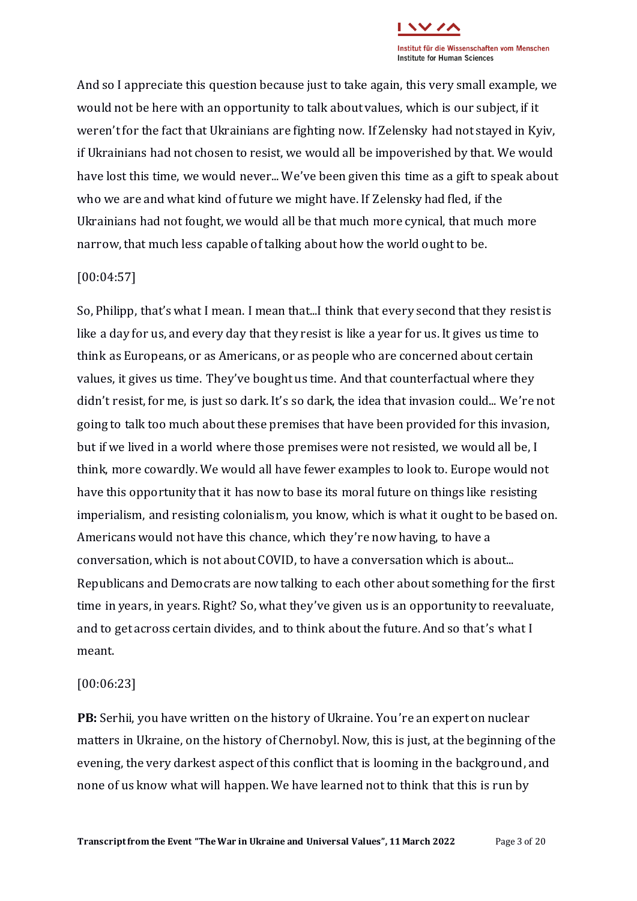And so I appreciate this question because just to take again, this very small example, we would not be here with an opportunity to talk about values, which is our subject, if it weren't for the fact that Ukrainians are fighting now. If Zelensky had not stayed in Kyiv, if Ukrainians had not chosen to resist, we would all be impoverished by that. We would have lost this time, we would never... We've been given this time as a gift to speak about who we are and what kind of future we might have. If Zelensky had fled, if the Ukrainians had not fought, we would all be that much more cynical, that much more narrow, that much less capable of talking about how the world ought to be.

[00:04:57]

So, Philipp, that's what I mean. I mean that...I think that every second that they resist is like a day for us, and every day that they resist is like a year for us. It gives us time to think as Europeans, or as Americans, or as people who are concerned about certain values, it gives us time. They've bought us time. And that counterfactual where they didn't resist, for me, is just so dark. It's so dark, the idea that invasion could... We're not going to talk too much about these premises that have been provided for this invasion, but if we lived in a world where those premises were not resisted, we would all be, I think, more cowardly. We would all have fewer examples to look to. Europe would not have this opportunity that it has now to base its moral future on things like resisting imperialism, and resisting colonialism, you know, which is what it ought to be based on. Americans would not have this chance, which they're now having, to have a conversation, which is not about COVID, to have a conversation which is about... Republicans and Democrats are now talking to each other about something for the first time in years, in years. Right? So, what they've given us is an opportunity to reevaluate, and to get across certain divides, and to think about the future. And so that's what I meant.

[00:06:23]

**PB:** Serhii, you have written on the history of Ukraine. You're an expert on nuclear matters in Ukraine, on the history of Chernobyl. Now, this is just, at the beginning of the evening, the very darkest aspect of this conflict that is looming in the background, and none of us know what will happen. We have learned not to think that this is run by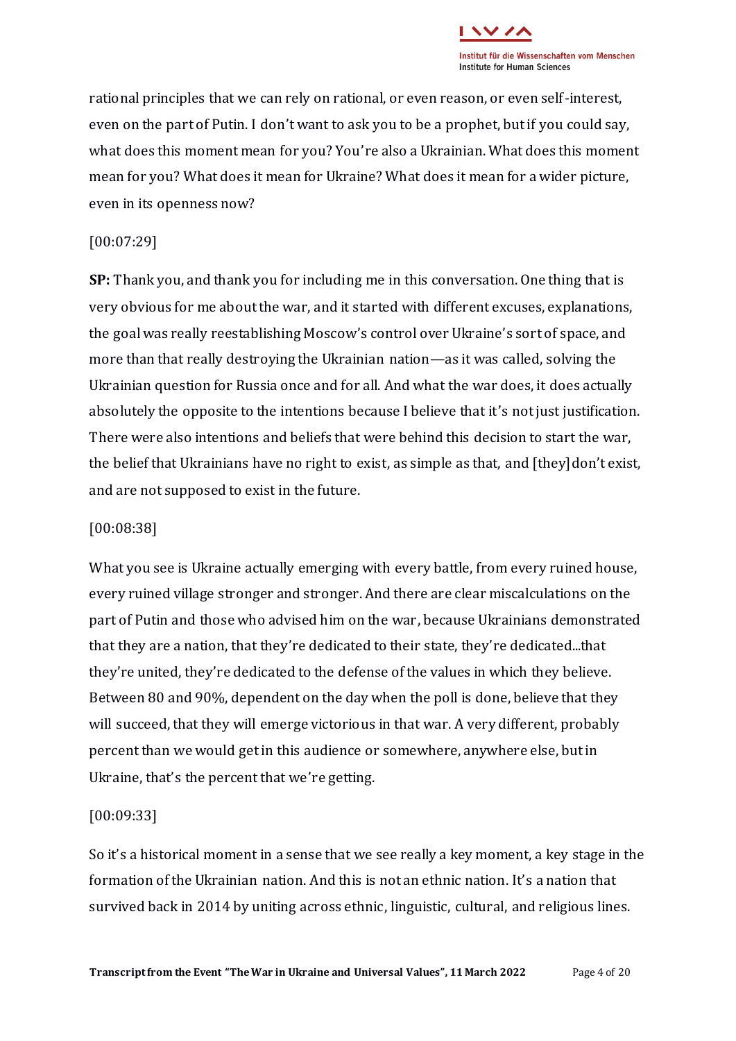rational principles that we can rely on rational, or even reason, or even self-interest, even on the part of Putin. I don't want to ask you to be a prophet, but if you could say, what does this moment mean for you? You're also a Ukrainian. What does this moment mean for you? What does it mean for Ukraine? What does it mean for a wider picture, even in its openness now?

[00:07:29]

**SP:** Thank you, and thank you for including me in this conversation. One thing that is very obvious for me about the war, and it started with different excuses, explanations, the goal was really reestablishing Moscow's control over Ukraine's sort of space, and more than that really destroying the Ukrainian nation—as it was called, solving the Ukrainian question for Russia once and for all. And what the war does, it does actually absolutely the opposite to the intentions because I believe that it's not just justification. There were also intentions and beliefs that were behind this decision to start the war, the belief that Ukrainians have no right to exist, as simple as that, and [they] don't exist, and are not supposed to exist in the future.

[00:08:38]

What you see is Ukraine actually emerging with every battle, from every ruined house, every ruined village stronger and stronger. And there are clear miscalculations on the part of Putin and those who advised him on the war, because Ukrainians demonstrated that they are a nation, that they're dedicated to their state, they're dedicated...that they're united, they're dedicated to the defense of the values in which they believe. Between 80 and 90%, dependent on the day when the poll is done, believe that they will succeed, that they will emerge victorious in that war. A very different, probably percent than we would get in this audience or somewhere, anywhere else, but in Ukraine, that's the percent that we're getting.

[00:09:33]

So it's a historical moment in a sense that we see really a key moment, a key stage in the formation of the Ukrainian nation. And this is not an ethnic nation. It's a nation that survived back in 2014 by uniting across ethnic, linguistic, cultural, and religious lines.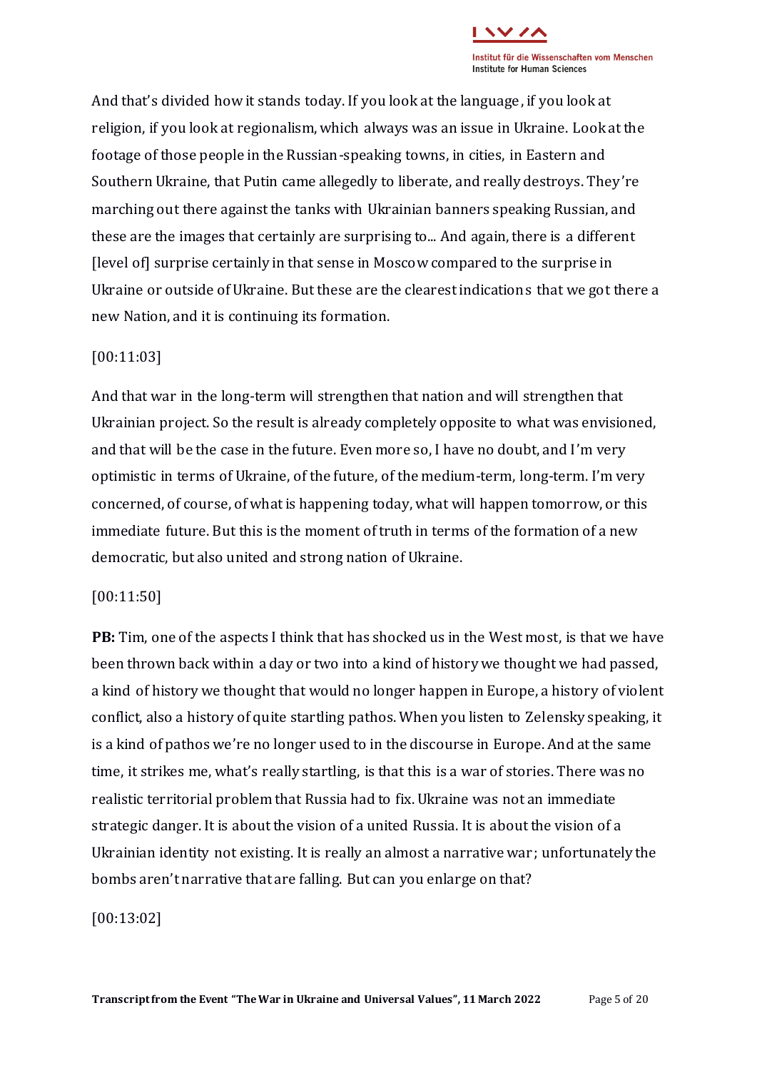And that's divided how it stands today. If you look at the language, if you look at religion, if you look at regionalism, which always was an issue in Ukraine. Look at the footage of those people in the Russian-speaking towns, in cities, in Eastern and Southern Ukraine, that Putin came allegedly to liberate, and really destroys. They're marching out there against the tanks with Ukrainian banners speaking Russian, and these are the images that certainly are surprising to... And again, there is a different [level of] surprise certainly in that sense in Moscow compared to the surprise in Ukraine or outside of Ukraine. But these are the clearest indications that we got there a new Nation, and it is continuing its formation.

[00:11:03]

And that war in the long-term will strengthen that nation and will strengthen that Ukrainian project. So the result is already completely opposite to what was envisioned, and that will be the case in the future. Even more so, I have no doubt, and I'm very optimistic in terms of Ukraine, of the future, of the medium-term, long-term. I'm very concerned, of course, of what is happening today, what will happen tomorrow, or this immediate future. But this is the moment of truth in terms of the formation of a new democratic, but also united and strong nation of Ukraine.

[00:11:50]

**PB:** Tim, one of the aspects I think that has shocked us in the West most, is that we have been thrown back within a day or two into a kind of history we thought we had passed, a kind of history we thought that would no longer happen in Europe, a history of violent conflict, also a history of quite startling pathos. When you listen to Zelensky speaking, it is a kind of pathos we're no longer used to in the discourse in Europe. And at the same time, it strikes me, what's really startling, is that this is a war of stories. There was no realistic territorial problem that Russia had to fix. Ukraine was not an immediate strategic danger. It is about the vision of a united Russia. It is about the vision of a Ukrainian identity not existing. It is really an almost a narrative war; unfortunately the bombs aren't narrative that are falling. But can you enlarge on that?

[00:13:02]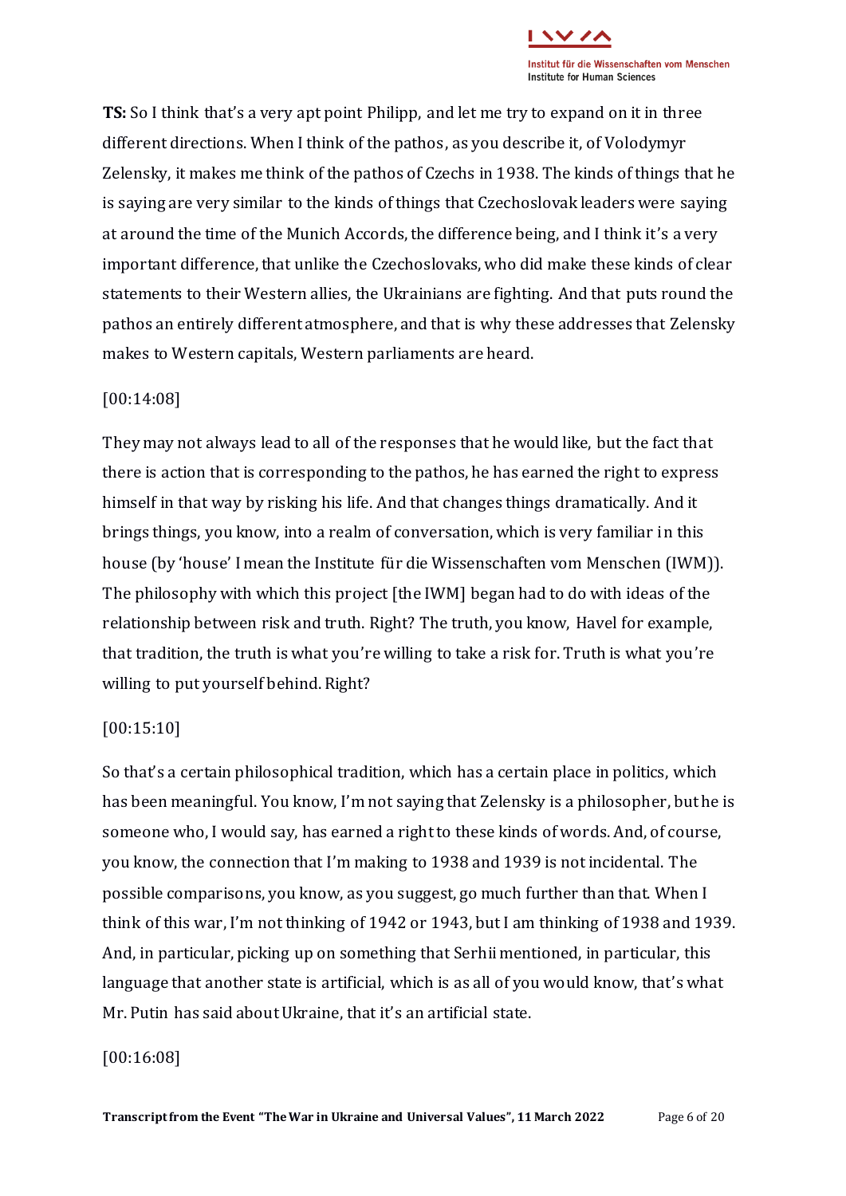**TS:** So I think that's a very apt point Philipp, and let me try to expand on it in three different directions. When I think of the pathos, as you describe it, of Volodymyr Zelensky, it makes me think of the pathos of Czechs in 1938. The kinds of things that he is saying are very similar to the kinds of things that Czechoslovak leaders were saying at around the time of the Munich Accords, the difference being, and I think it's a very important difference, that unlike the Czechoslovaks, who did make these kinds of clear statements to their Western allies, the Ukrainians are fighting. And that puts round the pathos an entirely different atmosphere, and that is why these addresses that Zelensky makes to Western capitals, Western parliaments are heard.

[00:14:08]

They may not always lead to all of the responses that he would like, but the fact that there is action that is corresponding to the pathos, he has earned the right to express himself in that way by risking his life. And that changes things dramatically. And it brings things, you know, into a realm of conversation, which is very familiar in this house (by 'house' I mean the Institute für die Wissenschaften vom Menschen (IWM)). The philosophy with which this project [the IWM] began had to do with ideas of the relationship between risk and truth. Right? The truth, you know, Havel for example, that tradition, the truth is what you're willing to take a risk for. Truth is what you're willing to put yourself behind. Right?

[00:15:10]

So that's a certain philosophical tradition, which has a certain place in politics, which has been meaningful. You know, I'm not saying that Zelensky is a philosopher, but he is someone who, I would say, has earned a right to these kinds of words. And, of course, you know, the connection that I'm making to 1938 and 1939 is not incidental. The possible comparisons, you know, as you suggest, go much further than that. When I think of this war, I'm not thinking of 1942 or 1943, but I am thinking of 1938 and 1939. And, in particular, picking up on something that Serhii mentioned, in particular, this language that another state is artificial, which is as all of you would know, that's what Mr. Putin has said about Ukraine, that it's an artificial state.

[00:16:08]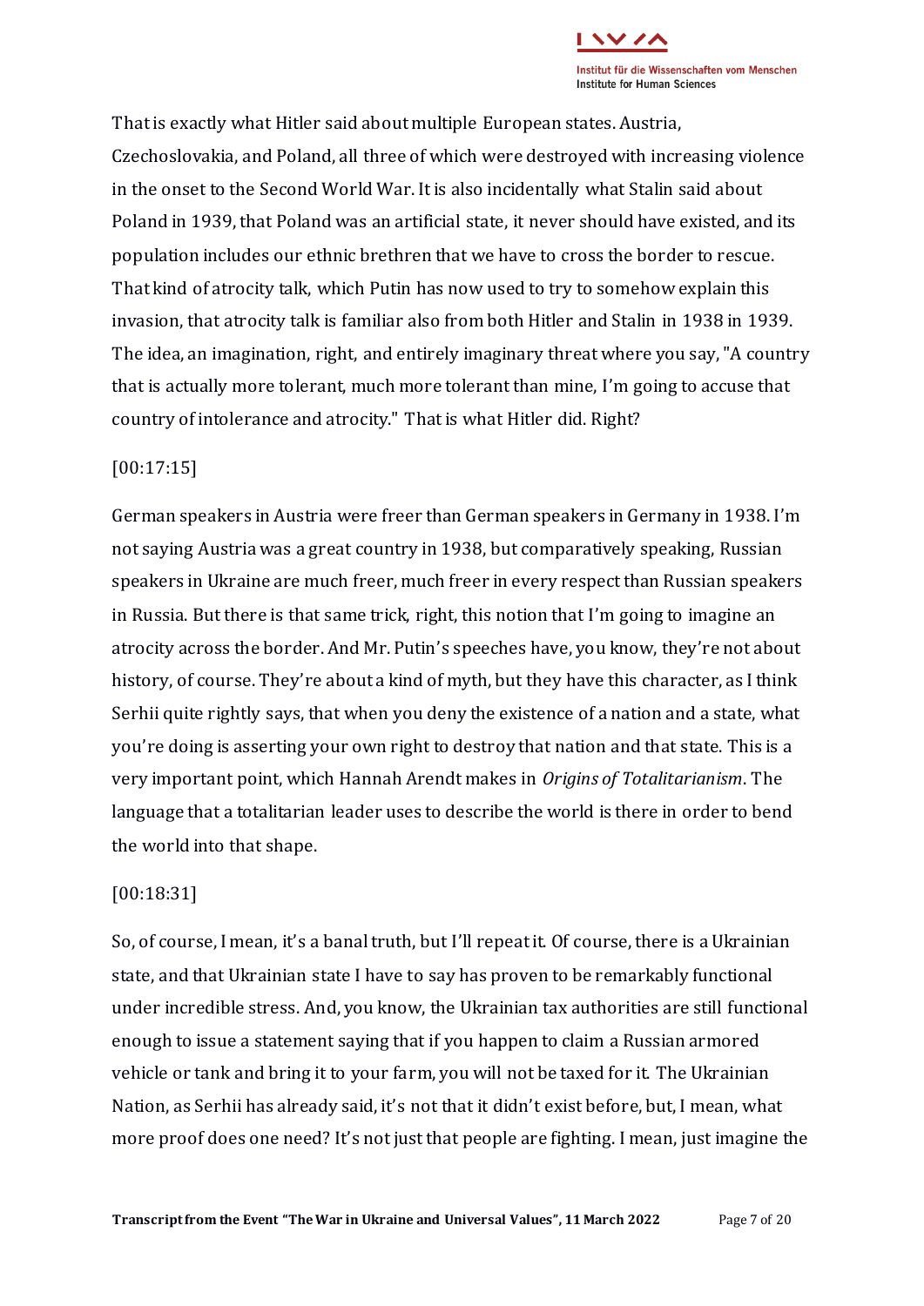That is exactly what Hitler said about multiple European states. Austria, Czechoslovakia, and Poland, all three of which were destroyed with increasing violence in the onset to the Second World War. It is also incidentally what Stalin said about Poland in 1939, that Poland was an artificial state, it never should have existed, and its population includes our ethnic brethren that we have to cross the border to rescue. That kind of atrocity talk, which Putin has now used to try to somehow explain this invasion, that atrocity talk is familiar also from both Hitler and Stalin in 1938 in 1939. The idea, an imagination, right, and entirely imaginary threat where you say, "A country that is actually more tolerant, much more tolerant than mine, I'm going to accuse that country of intolerance and atrocity." That is what Hitler did. Right?

[00:17:15]

German speakers in Austria were freer than German speakers in Germany in 1938. I'm not saying Austria was a great country in 1938, but comparatively speaking, Russian speakers in Ukraine are much freer, much freer in every respect than Russian speakers in Russia. But there is that same trick, right, this notion that I'm going to imagine an atrocity across the border. And Mr. Putin's speeches have, you know, they're not about history, of course. They're about a kind of myth, but they have this character, as I think Serhii quite rightly says, that when you deny the existence of a nation and a state, what you're doing is asserting your own right to destroy that nation and that state. This is a very important point, which Hannah Arendt makes in *Origins of Totalitarianism*. The language that a totalitarian leader uses to describe the world is there in order to bend the world into that shape.

[00:18:31]

So, of course, I mean, it's a banal truth, but I'll repeat it. Of course, there is a Ukrainian state, and that Ukrainian state I have to say has proven to be remarkably functional under incredible stress. And, you know, the Ukrainian tax authorities are still functional enough to issue a statement saying that if you happen to claim a Russian armored vehicle or tank and bring it to your farm, you will not be taxed for it. The Ukrainian Nation, as Serhii has already said, it's not that it didn't exist before, but, I mean, what more proof does one need? It's not just that people are fighting. I mean, just imagine the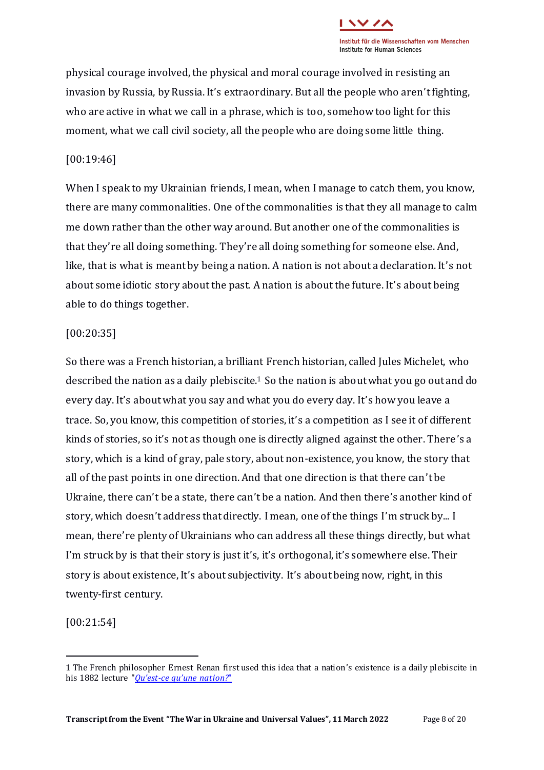physical courage involved, the physical and moral courage involved in resisting an invasion by Russia, by Russia. It's extraordinary. But all the people who aren't fighting, who are active in what we call in a phrase, which is too, somehow too light for this moment, what we call civil society, all the people who are doing some little thing.

[00:19:46]

When I speak to my Ukrainian friends, I mean, when I manage to catch them, you know, there are many commonalities. One of the commonalities is that they all manage to calm me down rather than the other way around. But another one of the commonalities is that they're all doing something. They're all doing something for someone else. And, like, that is what is meant by being a nation. A nation is not about a declaration. It's not about some idiotic story about the past. A nation is about the future. It's about being able to do things together.

[00:20:35]

So there was a French historian, a brilliant French historian, called Jules Michelet, who described the nation as a daily plebiscite.[1] So the nation is about what you go out and do every day. It's about what you say and what you do every day. It's how you leave a trace. So, you know, this competition of stories, it's a competition as I see it of different kinds of stories, so it's not as though one is directly aligned against the other. There's a story, which is a kind of gray, pale story, about non-existence, you know, the story that all of the past points in one direction. And that one direction is that there can't be Ukraine, there can't be a state, there can't be a nation. And then there's another kind of story, which doesn't address that directly. I mean, one of the things I'm struck by... I mean, there're plenty of Ukrainians who can address all these things directly, but what I'm struck by is that their story is just it's, it's orthogonal, it's somewhere else. Their story is about existence, It's about subjectivity. It's about being now, right, in this twenty-first century.

[00:21:54]

---

1 The French philosopher Ernest Renan first used this idea that a nation's existence is a daily plebiscite in his 1882 lecture "*Qu'est-ce qu'une nation?*"

Transcript from the Event "The War in Ukraine and Universal Values", 11 March 2022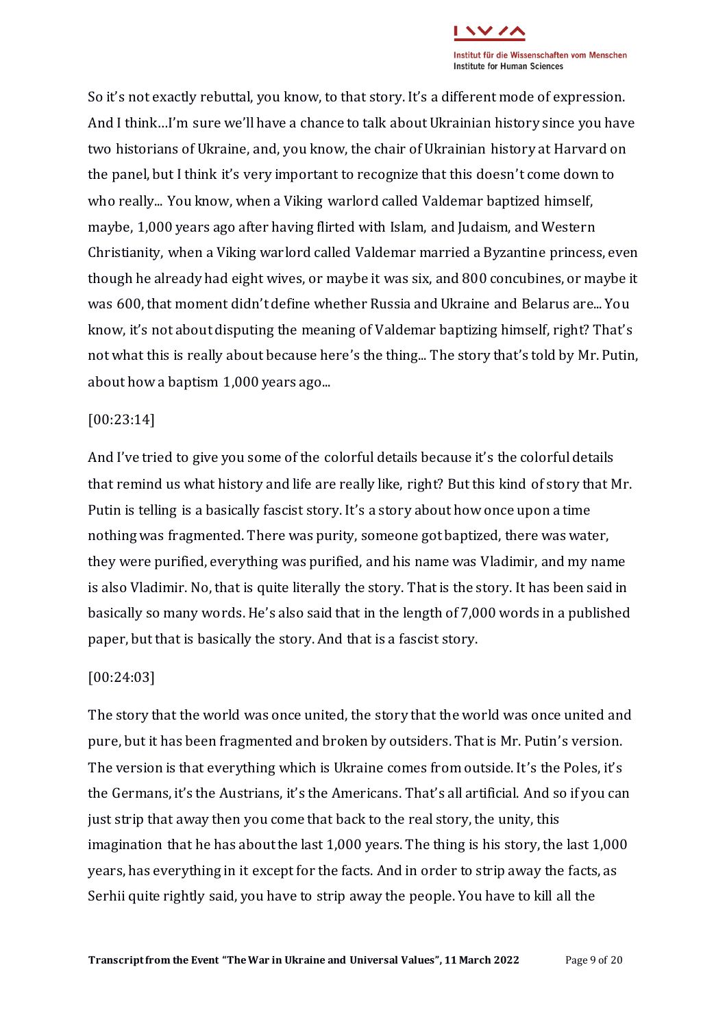So it's not exactly rebuttal, you know, to that story. It's a different mode of expression. And I think…I'm sure we'll have a chance to talk about Ukrainian history since you have two historians of Ukraine, and, you know, the chair of Ukrainian history at Harvard on the panel, but I think it's very important to recognize that this doesn't come down to who really... You know, when a Viking warlord called Valdemar baptized himself, maybe, 1,000 years ago after having flirted with Islam, and Judaism, and Western Christianity, when a Viking warlord called Valdemar married a Byzantine princess, even though he already had eight wives, or maybe it was six, and 800 concubines, or maybe it was 600, that moment didn't define whether Russia and Ukraine and Belarus are... You know, it's not about disputing the meaning of Valdemar baptizing himself, right? That's not what this is really about because here's the thing... The story that's told by Mr. Putin, about how a baptism 1,000 years ago...

[00:23:14]

And I've tried to give you some of the colorful details because it's the colorful details that remind us what history and life are really like, right? But this kind of story that Mr. Putin is telling is a basically fascist story. It's a story about how once upon a time nothing was fragmented. There was purity, someone got baptized, there was water, they were purified, everything was purified, and his name was Vladimir, and my name is also Vladimir. No, that is quite literally the story. That is the story. It has been said in basically so many words. He's also said that in the length of 7,000 words in a published paper, but that is basically the story. And that is a fascist story.

[00:24:03]

The story that the world was once united, the story that the world was once united and pure, but it has been fragmented and broken by outsiders. That is Mr. Putin's version. The version is that everything which is Ukraine comes from outside. It's the Poles, it's the Germans, it's the Austrians, it's the Americans. That's all artificial. And so if you can just strip that away then you come that back to the real story, the unity, this imagination that he has about the last 1,000 years. The thing is his story, the last 1,000 years, has everything in it except for the facts. And in order to strip away the facts, as Serhii quite rightly said, you have to strip away the people. You have to kill all the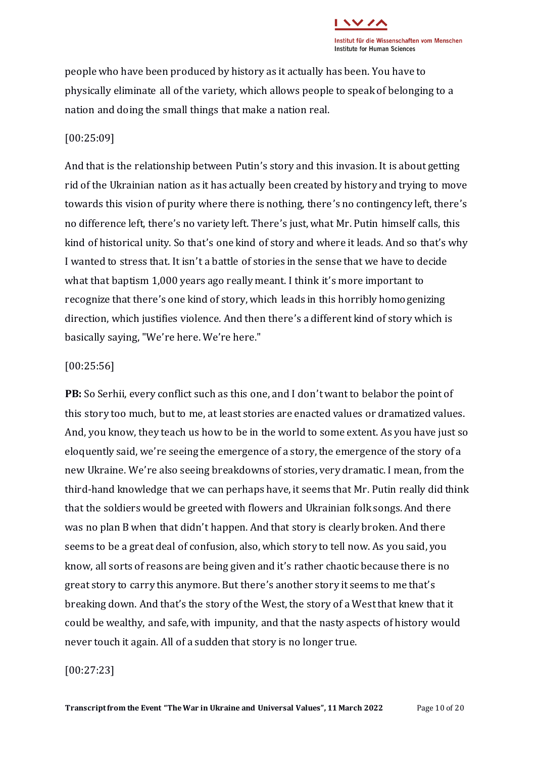people who have been produced by history as it actually has been. You have to physically eliminate all of the variety, which allows people to speak of belonging to a nation and doing the small things that make a nation real.

[00:25:09]

And that is the relationship between Putin's story and this invasion. It is about getting rid of the Ukrainian nation as it has actually been created by history and trying to move towards this vision of purity where there is nothing, there's no contingency left, there's no difference left, there's no variety left. There's just, what Mr. Putin himself calls, this kind of historical unity. So that's one kind of story and where it leads. And so that's why I wanted to stress that. It isn't a battle of stories in the sense that we have to decide what that baptism 1,000 years ago really meant. I think it's more important to recognize that there's one kind of story, which leads in this horribly homogenizing direction, which justifies violence. And then there's a different kind of story which is basically saying, "We're here. We're here."

[00:25:56]

**PB:** So Serhii, every conflict such as this one, and I don't want to belabor the point of this story too much, but to me, at least stories are enacted values or dramatized values. And, you know, they teach us how to be in the world to some extent. As you have just so eloquently said, we're seeing the emergence of a story, the emergence of the story of a new Ukraine. We're also seeing breakdowns of stories, very dramatic. I mean, from the third-hand knowledge that we can perhaps have, it seems that Mr. Putin really did think that the soldiers would be greeted with flowers and Ukrainian folk songs. And there was no plan B when that didn't happen. And that story is clearly broken. And there seems to be a great deal of confusion, also, which story to tell now. As you said, you know, all sorts of reasons are being given and it's rather chaotic because there is no great story to carry this anymore. But there's another story it seems to me that's breaking down. And that's the story of the West, the story of a West that knew that it could be wealthy, and safe, with impunity, and that the nasty aspects of history would never touch it again. All of a sudden that story is no longer true.

[00:27:23]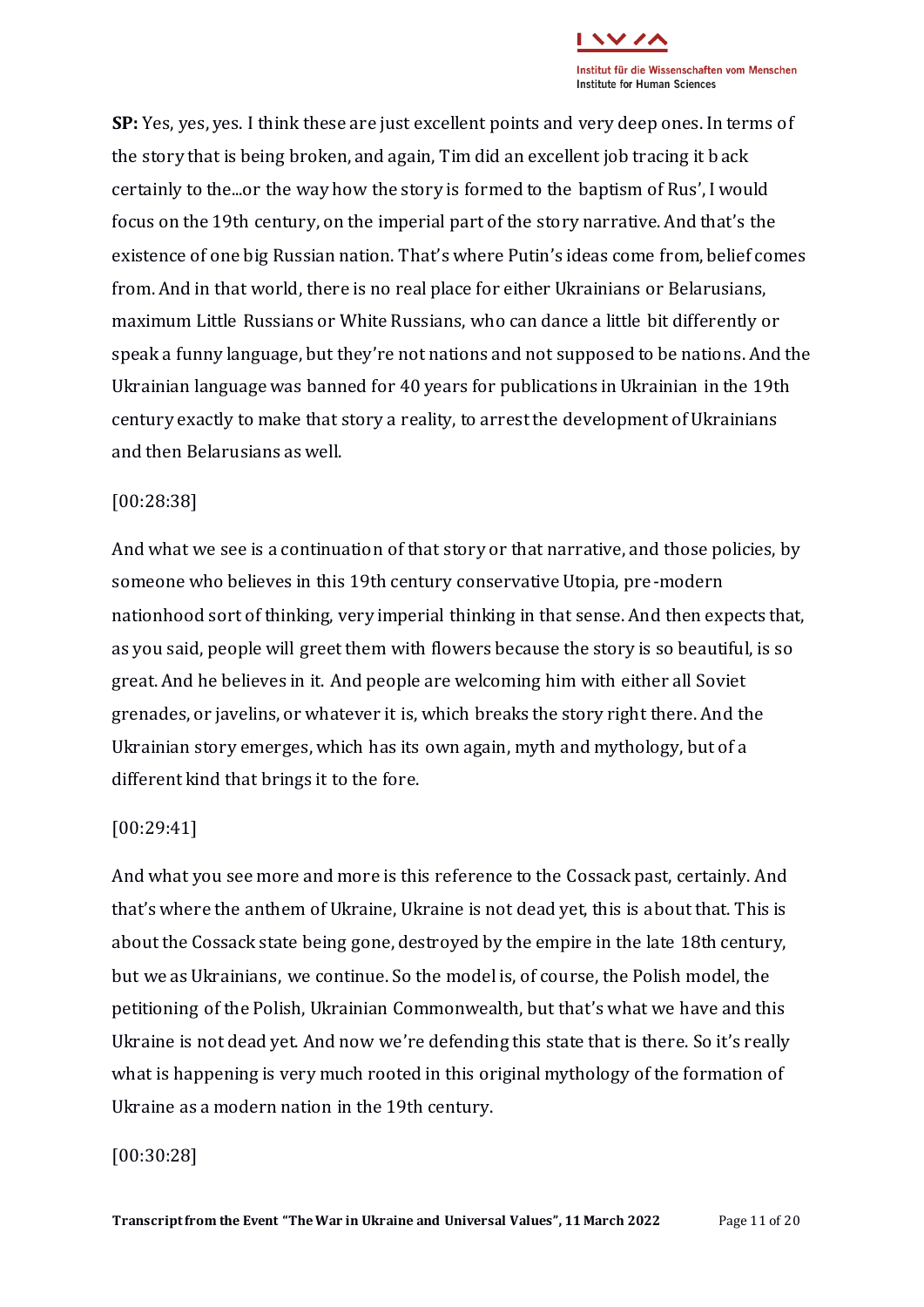**SP:** Yes, yes, yes. I think these are just excellent points and very deep ones. In terms of the story that is being broken, and again, Tim did an excellent job tracing it back certainly to the...or the way how the story is formed to the baptism of Rus', I would focus on the 19th century, on the imperial part of the story narrative. And that's the existence of one big Russian nation. That's where Putin's ideas come from, belief comes from. And in that world, there is no real place for either Ukrainians or Belarusians, maximum Little Russians or White Russians, who can dance a little bit differently or speak a funny language, but they're not nations and not supposed to be nations. And the Ukrainian language was banned for 40 years for publications in Ukrainian in the 19th century exactly to make that story a reality, to arrest the development of Ukrainians and then Belarusians as well.

[00:28:38]

And what we see is a continuation of that story or that narrative, and those policies, by someone who believes in this 19th century conservative Utopia, pre-modern nationhood sort of thinking, very imperial thinking in that sense. And then expects that, as you said, people will greet them with flowers because the story is so beautiful, is so great. And he believes in it. And people are welcoming him with either all Soviet grenades, or javelins, or whatever it is, which breaks the story right there. And the Ukrainian story emerges, which has its own again, myth and mythology, but of a different kind that brings it to the fore.

[00:29:41]

And what you see more and more is this reference to the Cossack past, certainly. And that's where the anthem of Ukraine, Ukraine is not dead yet, this is about that. This is about the Cossack state being gone, destroyed by the empire in the late 18th century, but we as Ukrainians, we continue. So the model is, of course, the Polish model, the petitioning of the Polish, Ukrainian Commonwealth, but that's what we have and this Ukraine is not dead yet. And now we're defending this state that is there. So it's really what is happening is very much rooted in this original mythology of the formation of Ukraine as a modern nation in the 19th century.

[00:30:28]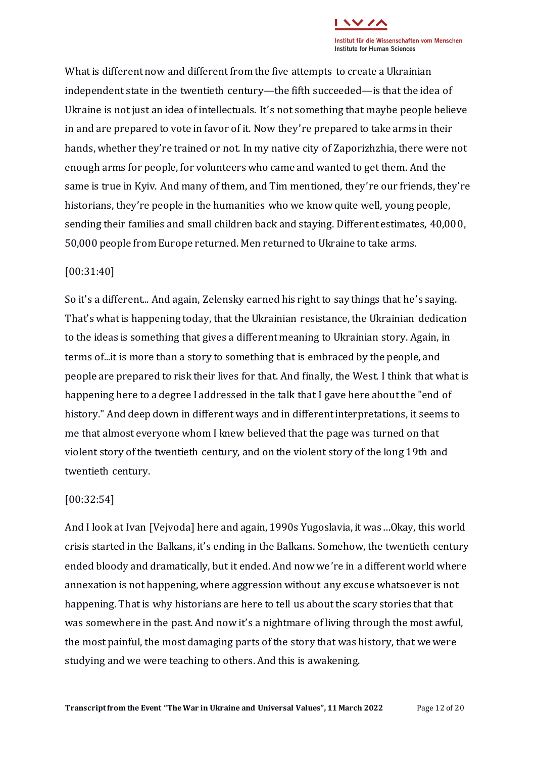What is different now and different from the five attempts to create a Ukrainian independent state in the twentieth century—the fifth succeeded—is that the idea of Ukraine is not just an idea of intellectuals. It's not something that maybe people believe in and are prepared to vote in favor of it. Now they're prepared to take arms in their hands, whether they're trained or not. In my native city of Zaporizhzhia, there were not enough arms for people, for volunteers who came and wanted to get them. And the same is true in Kyiv. And many of them, and Tim mentioned, they're our friends, they're historians, they're people in the humanities who we know quite well, young people, sending their families and small children back and staying. Different estimates, 40,000, 50,000 people from Europe returned. Men returned to Ukraine to take arms.

[00:31:40]

So it's a different... And again, Zelensky earned his right to say things that he's saying. That's what is happening today, that the Ukrainian resistance, the Ukrainian dedication to the ideas is something that gives a different meaning to Ukrainian story. Again, in terms of...it is more than a story to something that is embraced by the people, and people are prepared to risk their lives for that. And finally, the West. I think that what is happening here to a degree I addressed in the talk that I gave here about the "end of history." And deep down in different ways and in different interpretations, it seems to me that almost everyone whom I knew believed that the page was turned on that violent story of the twentieth century, and on the violent story of the long 19th and twentieth century.

[00:32:54]

And I look at Ivan [Vejvoda] here and again, 1990s Yugoslavia, it was …Okay, this world crisis started in the Balkans, it's ending in the Balkans. Somehow, the twentieth century ended bloody and dramatically, but it ended. And now we're in a different world where annexation is not happening, where aggression without any excuse whatsoever is not happening. That is why historians are here to tell us about the scary stories that that was somewhere in the past. And now it's a nightmare of living through the most awful, the most painful, the most damaging parts of the story that was history, that we were studying and we were teaching to others. And this is awakening.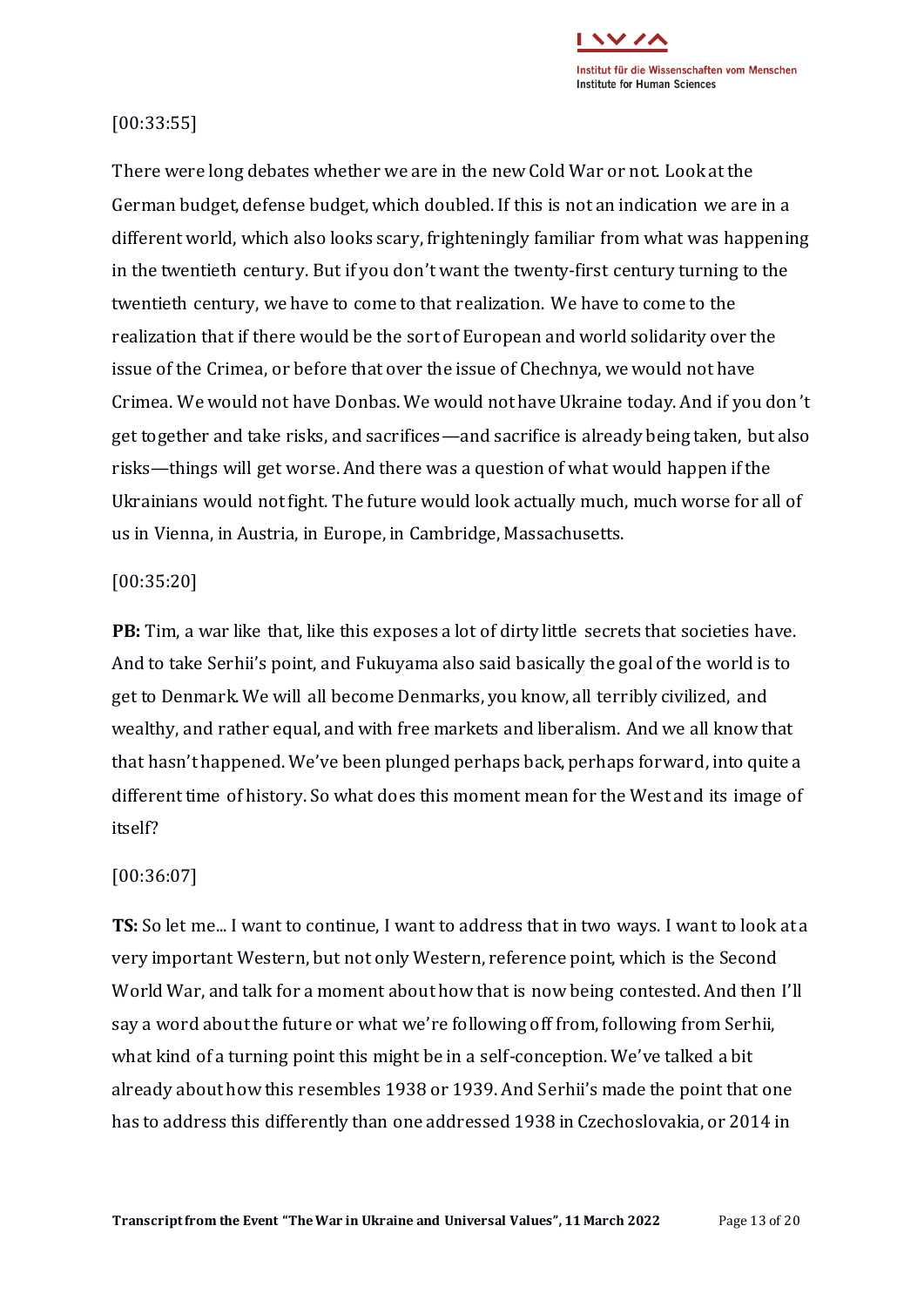[00:33:55]

There were long debates whether we are in the new Cold War or not. Look at the German budget, defense budget, which doubled. If this is not an indication we are in a different world, which also looks scary, frighteningly familiar from what was happening in the twentieth century. But if you don't want the twenty-first century turning to the twentieth century, we have to come to that realization. We have to come to the realization that if there would be the sort of European and world solidarity over the issue of the Crimea, or before that over the issue of Chechnya, we would not have Crimea. We would not have Donbas. We would not have Ukraine today. And if you don't get together and take risks, and sacrifices—and sacrifice is already being taken, but also risks—things will get worse. And there was a question of what would happen if the Ukrainians would not fight. The future would look actually much, much worse for all of us in Vienna, in Austria, in Europe, in Cambridge, Massachusetts.

[00:35:20]

**PB:** Tim, a war like that, like this exposes a lot of dirty little secrets that societies have. And to take Serhii's point, and Fukuyama also said basically the goal of the world is to get to Denmark. We will all become Denmarks, you know, all terribly civilized, and wealthy, and rather equal, and with free markets and liberalism. And we all know that that hasn't happened. We've been plunged perhaps back, perhaps forward, into quite a different time of history. So what does this moment mean for the West and its image of itself?

[00:36:07]

**TS:** So let me... I want to continue, I want to address that in two ways. I want to look at a very important Western, but not only Western, reference point, which is the Second World War, and talk for a moment about how that is now being contested. And then I'll say a word about the future or what we're following off from, following from Serhii, what kind of a turning point this might be in a self-conception. We've talked a bit already about how this resembles 1938 or 1939. And Serhii's made the point that one has to address this differently than one addressed 1938 in Czechoslovakia, or 2014 in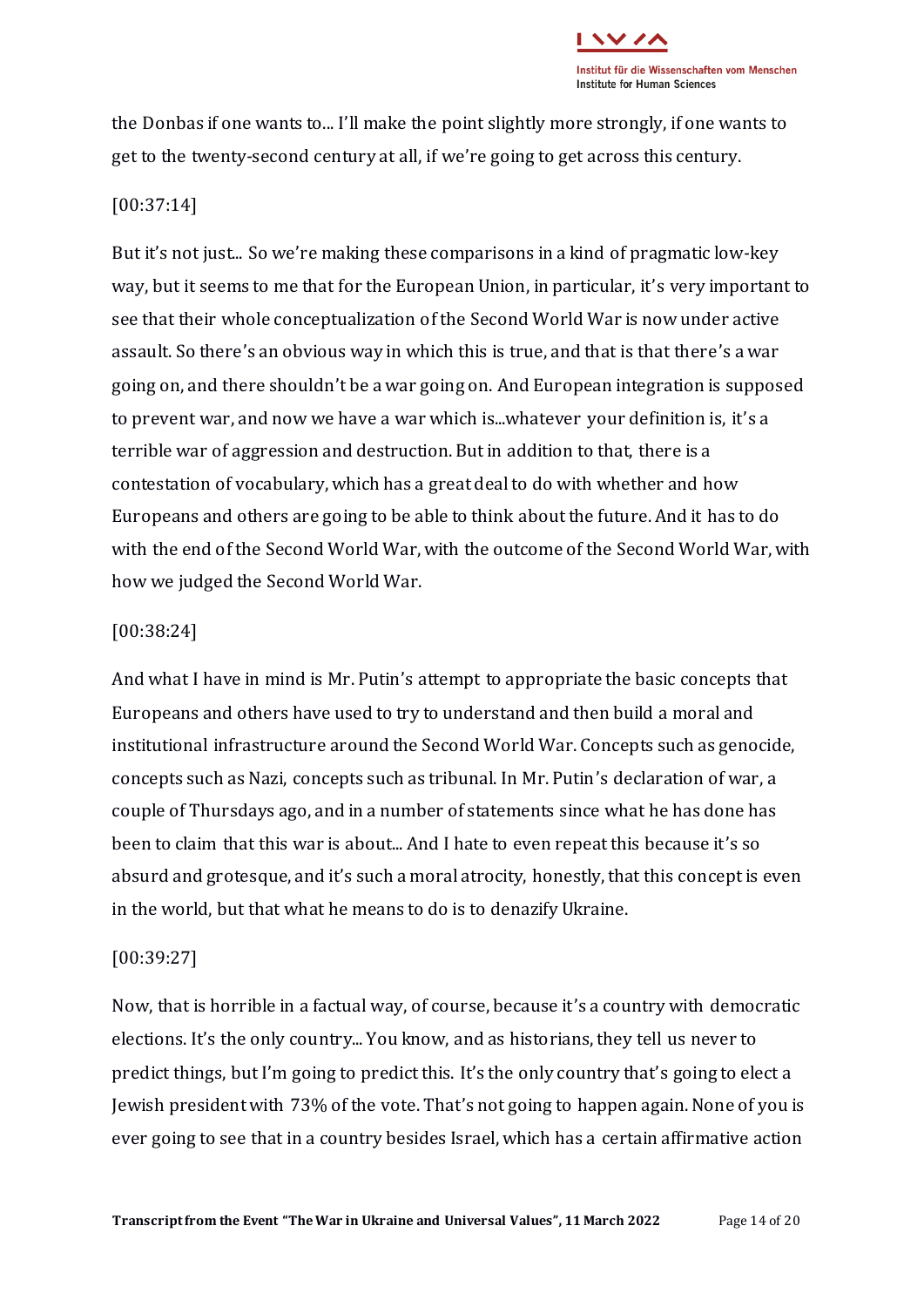the Donbas if one wants to... I'll make the point slightly more strongly, if one wants to get to the twenty-second century at all, if we're going to get across this century.

[00:37:14]

But it's not just... So we're making these comparisons in a kind of pragmatic low-key way, but it seems to me that for the European Union, in particular, it's very important to see that their whole conceptualization of the Second World War is now under active assault. So there's an obvious way in which this is true, and that is that there's a war going on, and there shouldn't be a war going on. And European integration is supposed to prevent war, and now we have a war which is...whatever your definition is, it's a terrible war of aggression and destruction. But in addition to that, there is a contestation of vocabulary, which has a great deal to do with whether and how Europeans and others are going to be able to think about the future. And it has to do with the end of the Second World War, with the outcome of the Second World War, with how we judged the Second World War.

[00:38:24]

And what I have in mind is Mr. Putin's attempt to appropriate the basic concepts that Europeans and others have used to try to understand and then build a moral and institutional infrastructure around the Second World War. Concepts such as genocide, concepts such as Nazi, concepts such as tribunal. In Mr. Putin's declaration of war, a couple of Thursdays ago, and in a number of statements since what he has done has been to claim that this war is about... And I hate to even repeat this because it's so absurd and grotesque, and it's such a moral atrocity, honestly, that this concept is even in the world, but that what he means to do is to denazify Ukraine.

[00:39:27]

Now, that is horrible in a factual way, of course, because it's a country with democratic elections. It's the only country... You know, and as historians, they tell us never to predict things, but I'm going to predict this. It's the only country that's going to elect a Jewish president with 73% of the vote. That's not going to happen again. None of you is ever going to see that in a country besides Israel, which has a certain affirmative action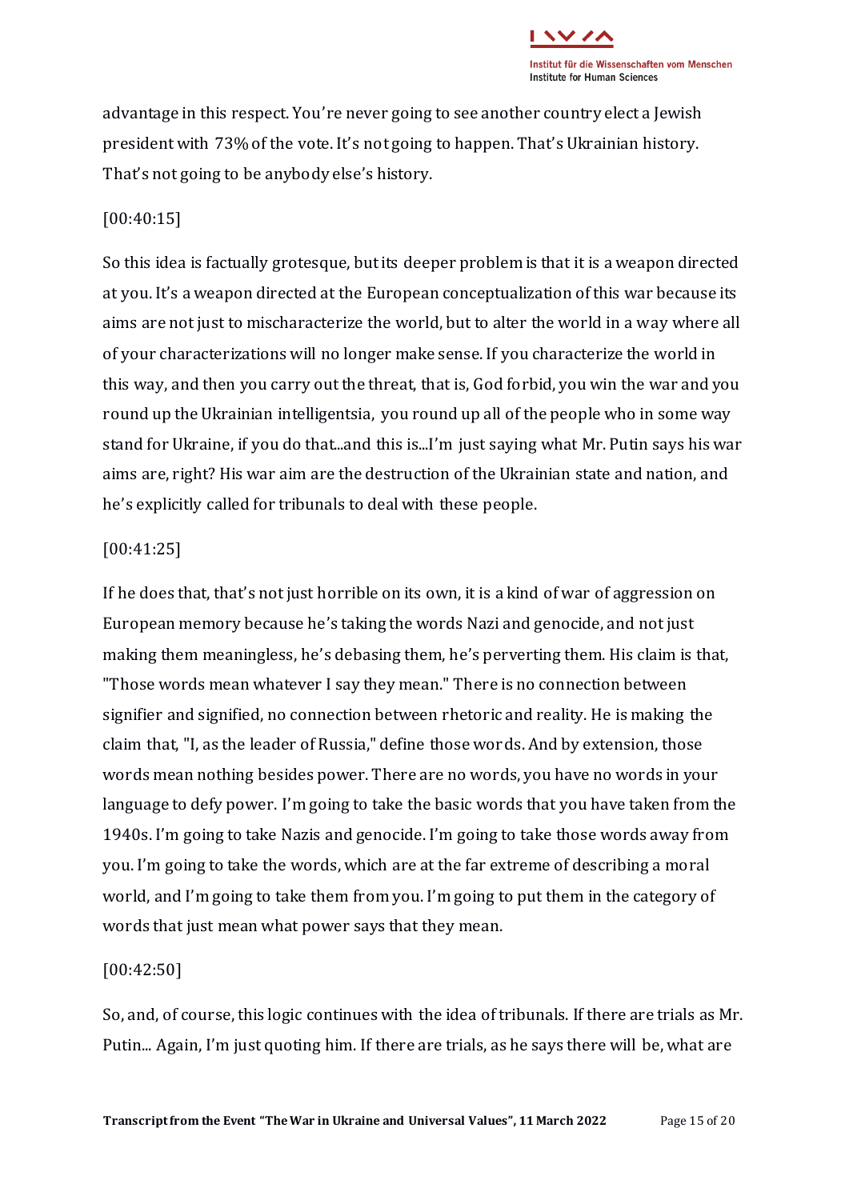advantage in this respect. You're never going to see another country elect a Jewish president with 73% of the vote. It's not going to happen. That's Ukrainian history. That's not going to be anybody else's history.

[00:40:15]

So this idea is factually grotesque, but its deeper problem is that it is a weapon directed at you. It's a weapon directed at the European conceptualization of this war because its aims are not just to mischaracterize the world, but to alter the world in a way where all of your characterizations will no longer make sense. If you characterize the world in this way, and then you carry out the threat, that is, God forbid, you win the war and you round up the Ukrainian intelligentsia, you round up all of the people who in some way stand for Ukraine, if you do that...and this is...I'm just saying what Mr. Putin says his war aims are, right? His war aim are the destruction of the Ukrainian state and nation, and he's explicitly called for tribunals to deal with these people.

[00:41:25]

If he does that, that's not just horrible on its own, it is a kind of war of aggression on European memory because he's taking the words Nazi and genocide, and not just making them meaningless, he's debasing them, he's perverting them. His claim is that, "Those words mean whatever I say they mean." There is no connection between signifier and signified, no connection between rhetoric and reality. He is making the claim that, "I, as the leader of Russia," define those words. And by extension, those words mean nothing besides power. There are no words, you have no words in your language to defy power. I'm going to take the basic words that you have taken from the 1940s. I'm going to take Nazis and genocide. I'm going to take those words away from you. I'm going to take the words, which are at the far extreme of describing a moral world, and I'm going to take them from you. I'm going to put them in the category of words that just mean what power says that they mean.

[00:42:50]

So, and, of course, this logic continues with the idea of tribunals. If there are trials as Mr. Putin... Again, I'm just quoting him. If there are trials, as he says there will be, what are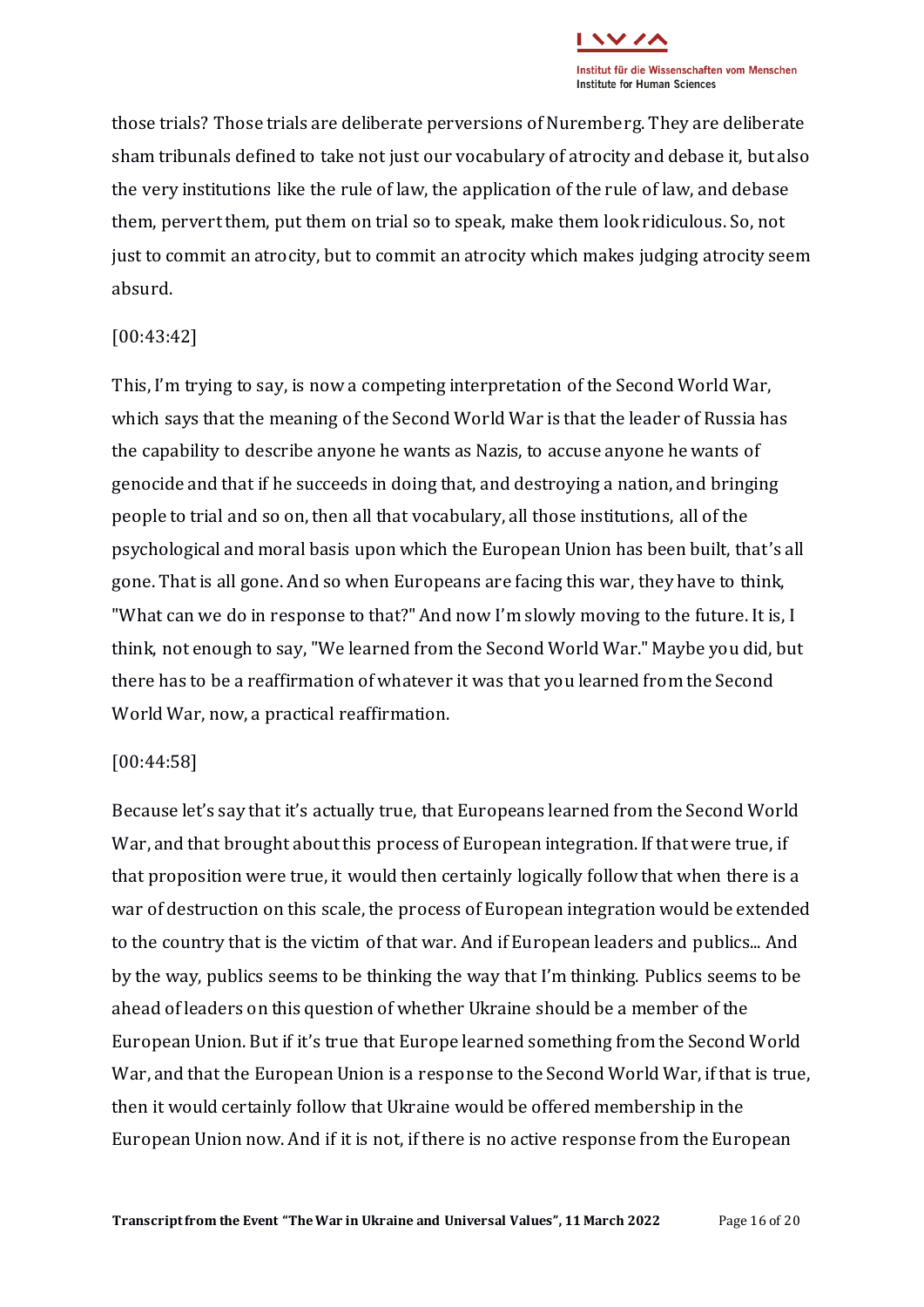those trials? Those trials are deliberate perversions of Nuremberg. They are deliberate sham tribunals defined to take not just our vocabulary of atrocity and debase it, but also the very institutions like the rule of law, the application of the rule of law, and debase them, pervert them, put them on trial so to speak, make them look ridiculous. So, not just to commit an atrocity, but to commit an atrocity which makes judging atrocity seem absurd.

[00:43:42]

This, I'm trying to say, is now a competing interpretation of the Second World War, which says that the meaning of the Second World War is that the leader of Russia has the capability to describe anyone he wants as Nazis, to accuse anyone he wants of genocide and that if he succeeds in doing that, and destroying a nation, and bringing people to trial and so on, then all that vocabulary, all those institutions, all of the psychological and moral basis upon which the European Union has been built, that's all gone. That is all gone. And so when Europeans are facing this war, they have to think, "What can we do in response to that?" And now I'm slowly moving to the future. It is, I think, not enough to say, "We learned from the Second World War." Maybe you did, but there has to be a reaffirmation of whatever it was that you learned from the Second World War, now, a practical reaffirmation.

[00:44:58]

Because let's say that it's actually true, that Europeans learned from the Second World War, and that brought about this process of European integration. If that were true, if that proposition were true, it would then certainly logically follow that when there is a war of destruction on this scale, the process of European integration would be extended to the country that is the victim of that war. And if European leaders and publics... And by the way, publics seems to be thinking the way that I'm thinking. Publics seems to be ahead of leaders on this question of whether Ukraine should be a member of the European Union. But if it's true that Europe learned something from the Second World War, and that the European Union is a response to the Second World War, if that is true, then it would certainly follow that Ukraine would be offered membership in the European Union now. And if it is not, if there is no active response from the European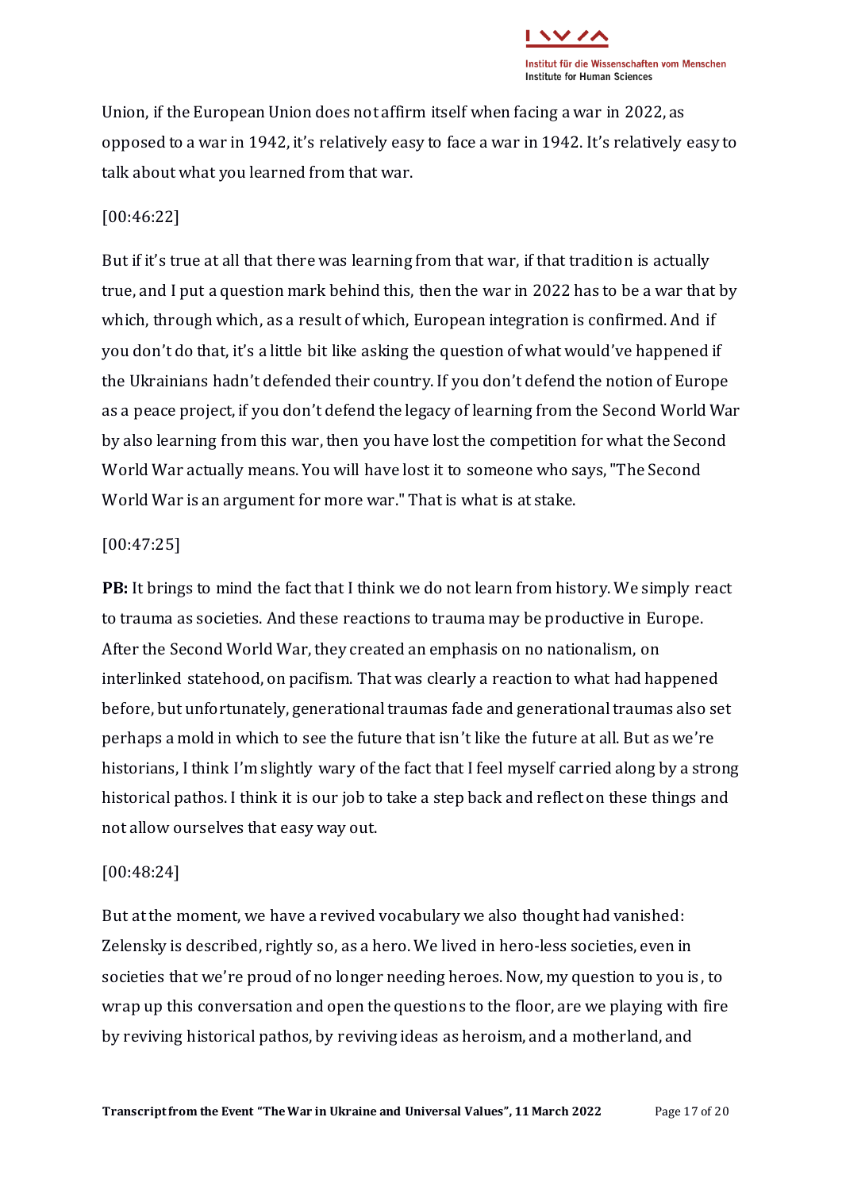Union, if the European Union does not affirm itself when facing a war in 2022, as opposed to a war in 1942, it's relatively easy to face a war in 1942. It's relatively easy to talk about what you learned from that war.

[00:46:22]

But if it's true at all that there was learning from that war, if that tradition is actually true, and I put a question mark behind this, then the war in 2022 has to be a war that by which, through which, as a result of which, European integration is confirmed. And if you don't do that, it's a little bit like asking the question of what would've happened if the Ukrainians hadn't defended their country. If you don't defend the notion of Europe as a peace project, if you don't defend the legacy of learning from the Second World War by also learning from this war, then you have lost the competition for what the Second World War actually means. You will have lost it to someone who says, "The Second World War is an argument for more war." That is what is at stake.

[00:47:25]

**PB:** It brings to mind the fact that I think we do not learn from history. We simply react to trauma as societies. And these reactions to trauma may be productive in Europe. After the Second World War, they created an emphasis on no nationalism, on interlinked statehood, on pacifism. That was clearly a reaction to what had happened before, but unfortunately, generational traumas fade and generational traumas also set perhaps a mold in which to see the future that isn't like the future at all. But as we're historians, I think I'm slightly wary of the fact that I feel myself carried along by a strong historical pathos. I think it is our job to take a step back and reflect on these things and not allow ourselves that easy way out.

[00:48:24]

But at the moment, we have a revived vocabulary we also thought had vanished: Zelensky is described, rightly so, as a hero. We lived in hero-less societies, even in societies that we're proud of no longer needing heroes. Now, my question to you is, to wrap up this conversation and open the questions to the floor, are we playing with fire by reviving historical pathos, by reviving ideas as heroism, and a motherland, and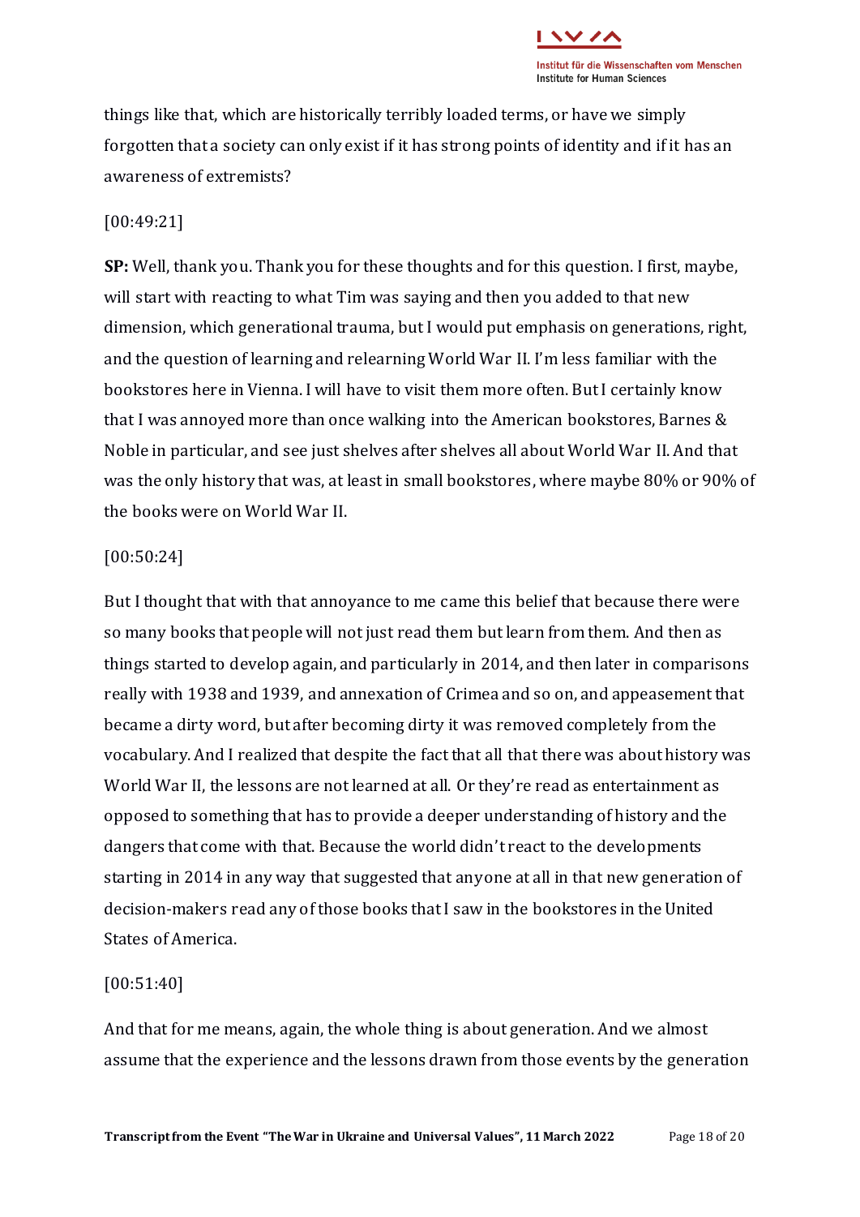things like that, which are historically terribly loaded terms, or have we simply forgotten that a society can only exist if it has strong points of identity and if it has an awareness of extremists?

[00:49:21]

**SP:** Well, thank you. Thank you for these thoughts and for this question. I first, maybe, will start with reacting to what Tim was saying and then you added to that new dimension, which generational trauma, but I would put emphasis on generations, right, and the question of learning and relearning World War II. I'm less familiar with the bookstores here in Vienna. I will have to visit them more often. But I certainly know that I was annoyed more than once walking into the American bookstores, Barnes & Noble in particular, and see just shelves after shelves all about World War II. And that was the only history that was, at least in small bookstores, where maybe 80% or 90% of the books were on World War II.

[00:50:24]

But I thought that with that annoyance to me came this belief that because there were so many books that people will not just read them but learn from them. And then as things started to develop again, and particularly in 2014, and then later in comparisons really with 1938 and 1939, and annexation of Crimea and so on, and appeasement that became a dirty word, but after becoming dirty it was removed completely from the vocabulary. And I realized that despite the fact that all that there was about history was World War II, the lessons are not learned at all. Or they're read as entertainment as opposed to something that has to provide a deeper understanding of history and the dangers that come with that. Because the world didn't react to the developments starting in 2014 in any way that suggested that anyone at all in that new generation of decision-makers read any of those books that I saw in the bookstores in the United States of America.

[00:51:40]

And that for me means, again, the whole thing is about generation. And we almost assume that the experience and the lessons drawn from those events by the generation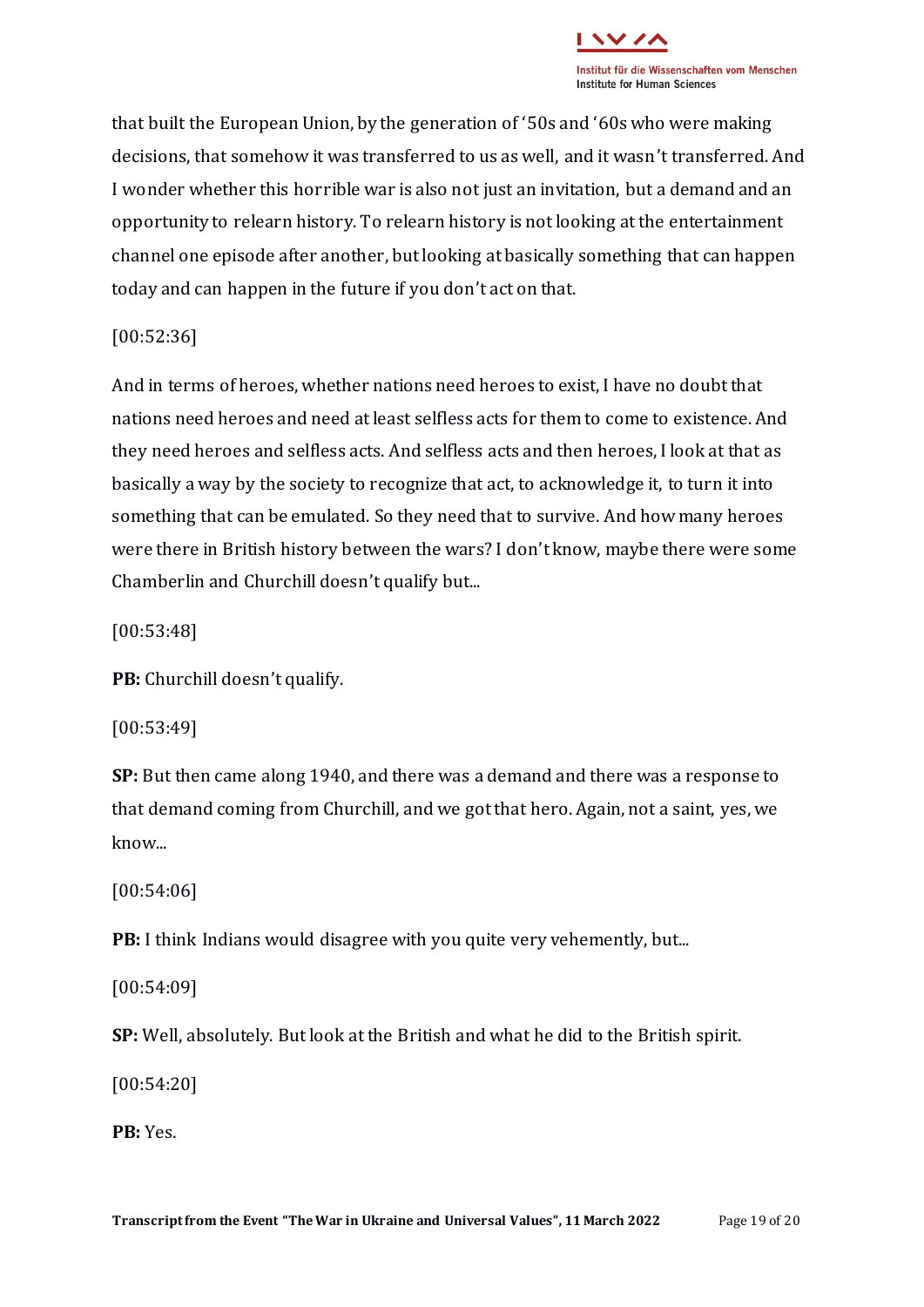that built the European Union, by the generation of '50s and '60s who were making decisions, that somehow it was transferred to us as well, and it wasn't transferred. And I wonder whether this horrible war is also not just an invitation, but a demand and an opportunity to relearn history. To relearn history is not looking at the entertainment channel one episode after another, but looking at basically something that can happen today and can happen in the future if you don't act on that.

[00:52:36]

And in terms of heroes, whether nations need heroes to exist, I have no doubt that nations need heroes and need at least selfless acts for them to come to existence. And they need heroes and selfless acts. And selfless acts and then heroes, I look at that as basically a way by the society to recognize that act, to acknowledge it, to turn it into something that can be emulated. So they need that to survive. And how many heroes were there in British history between the wars? I don't know, maybe there were some Chamberlin and Churchill doesn't qualify but...

[00:53:48]

**PB:** Churchill doesn't qualify.

[00:53:49]

**SP:** But then came along 1940, and there was a demand and there was a response to that demand coming from Churchill, and we got that hero. Again, not a saint, yes, we know...

[00:54:06]

**PB:** I think Indians would disagree with you quite very vehemently, but...

[00:54:09]

**SP:** Well, absolutely. But look at the British and what he did to the British spirit.

[00:54:20]

**PB:** Yes.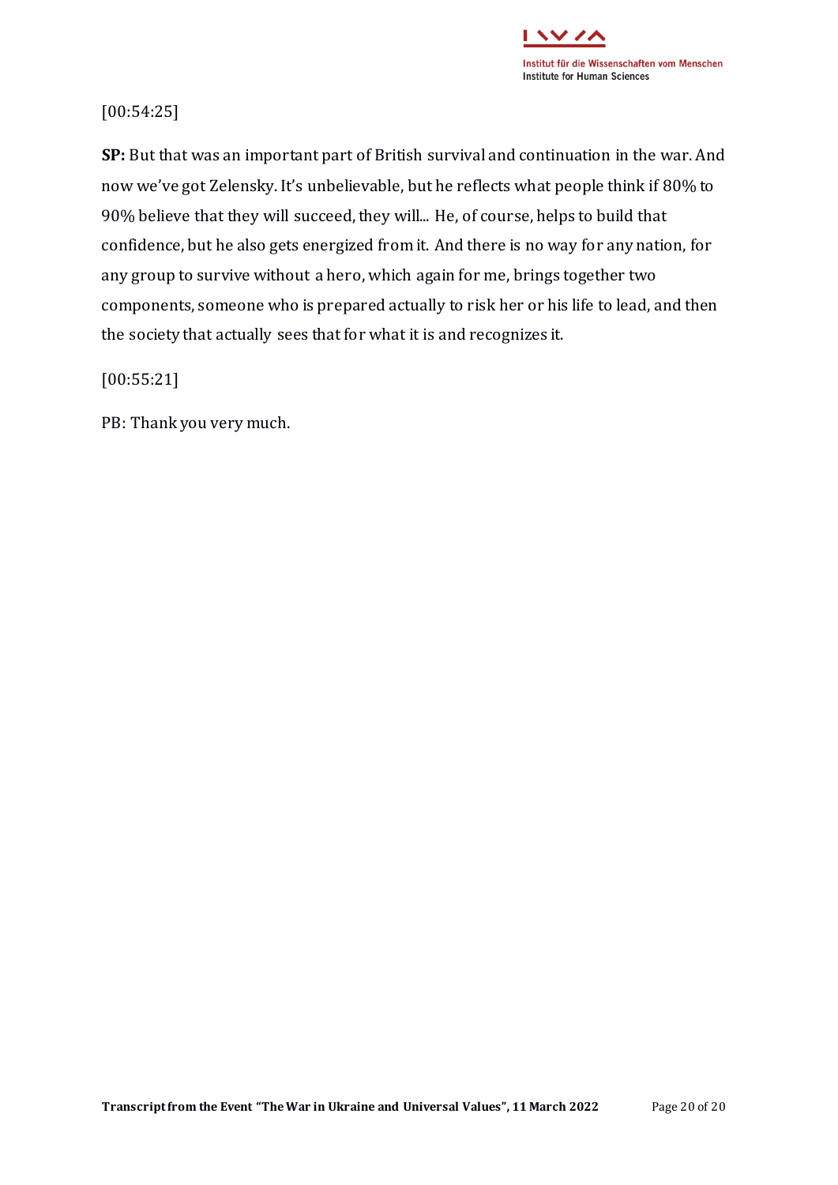[00:54:25]

**SP:** But that was an important part of British survival and continuation in the war. And now we've got Zelensky. It's unbelievable, but he reflects what people think if 80% to 90% believe that they will succeed, they will... He, of course, helps to build that confidence, but he also gets energized from it. And there is no way for any nation, for any group to survive without a hero, which again for me, brings together two components, someone who is prepared actually to risk her or his life to lead, and then the society that actually sees that for what it is and recognizes it.

[00:55:21]

PB: Thank you very much.